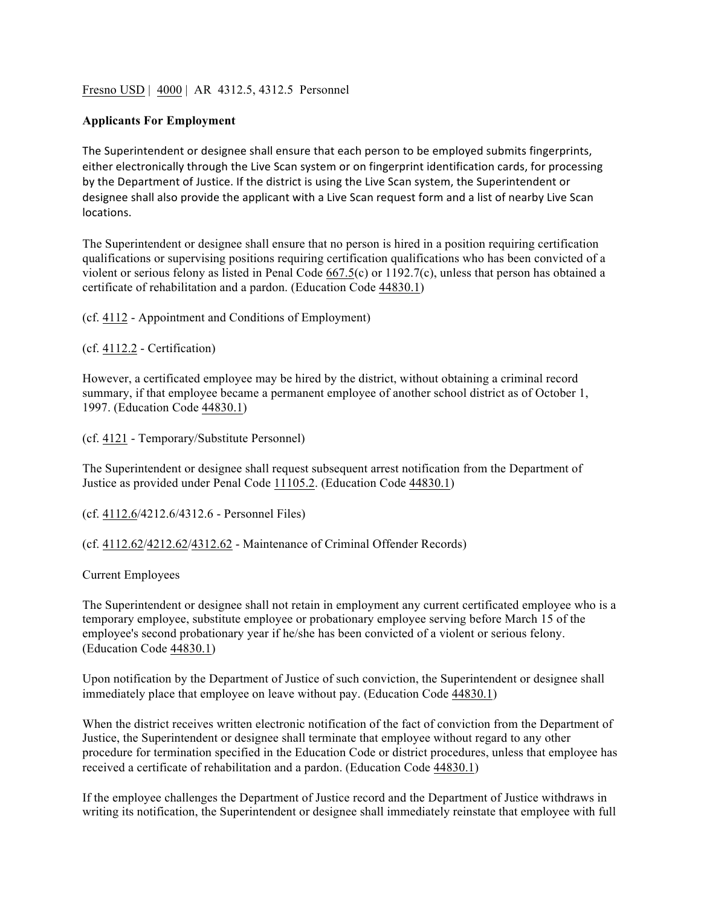Fresno USD | 4000 | AR 4312.5, 4312.5 Personnel

**Applicants For Employment**

The Superintendent or designee shall ensure that each person to be employed submits fingerprints, either electronically through the Live Scan system or on fingerprint identification cards, for processing by the Department of Justice. If the district is using the Live Scan system, the Superintendent or designee shall also provide the applicant with a Live Scan request form and a list of nearby Live Scan locations.

The Superintendent or designee shall ensure that no person is hired in a position requiring certification qualifications or supervising positions requiring certification qualifications who has been convicted of a violent or serious felony as listed in Penal Code 667.5(c) or 1192.7(c), unless that person has obtained a certificate of rehabilitation and a pardon. (Education Code 44830.1)

(cf. 4112 - Appointment and Conditions of Employment)

(cf. 4112.2 - Certification)

However, a certificated employee may be hired by the district, without obtaining a criminal record summary, if that employee became a permanent employee of another school district as of October 1, 1997. (Education Code 44830.1)

(cf. 4121 - Temporary/Substitute Personnel)

The Superintendent or designee shall request subsequent arrest notification from the Department of Justice as provided under Penal Code 11105.2. (Education Code 44830.1)

(cf. 4112.6/4212.6/4312.6 - Personnel Files)

(cf. 4112.62/4212.62/4312.62 - Maintenance of Criminal Offender Records)

Current Employees

The Superintendent or designee shall not retain in employment any current certificated employee who is a temporary employee, substitute employee or probationary employee serving before March 15 of the employee's second probationary year if he/she has been convicted of a violent or serious felony. (Education Code 44830.1)

Upon notification by the Department of Justice of such conviction, the Superintendent or designee shall immediately place that employee on leave without pay. (Education Code 44830.1)

When the district receives written electronic notification of the fact of conviction from the Department of Justice, the Superintendent or designee shall terminate that employee without regard to any other procedure for termination specified in the Education Code or district procedures, unless that employee has received a certificate of rehabilitation and a pardon. (Education Code 44830.1)

If the employee challenges the Department of Justice record and the Department of Justice withdraws in writing its notification, the Superintendent or designee shall immediately reinstate that employee with full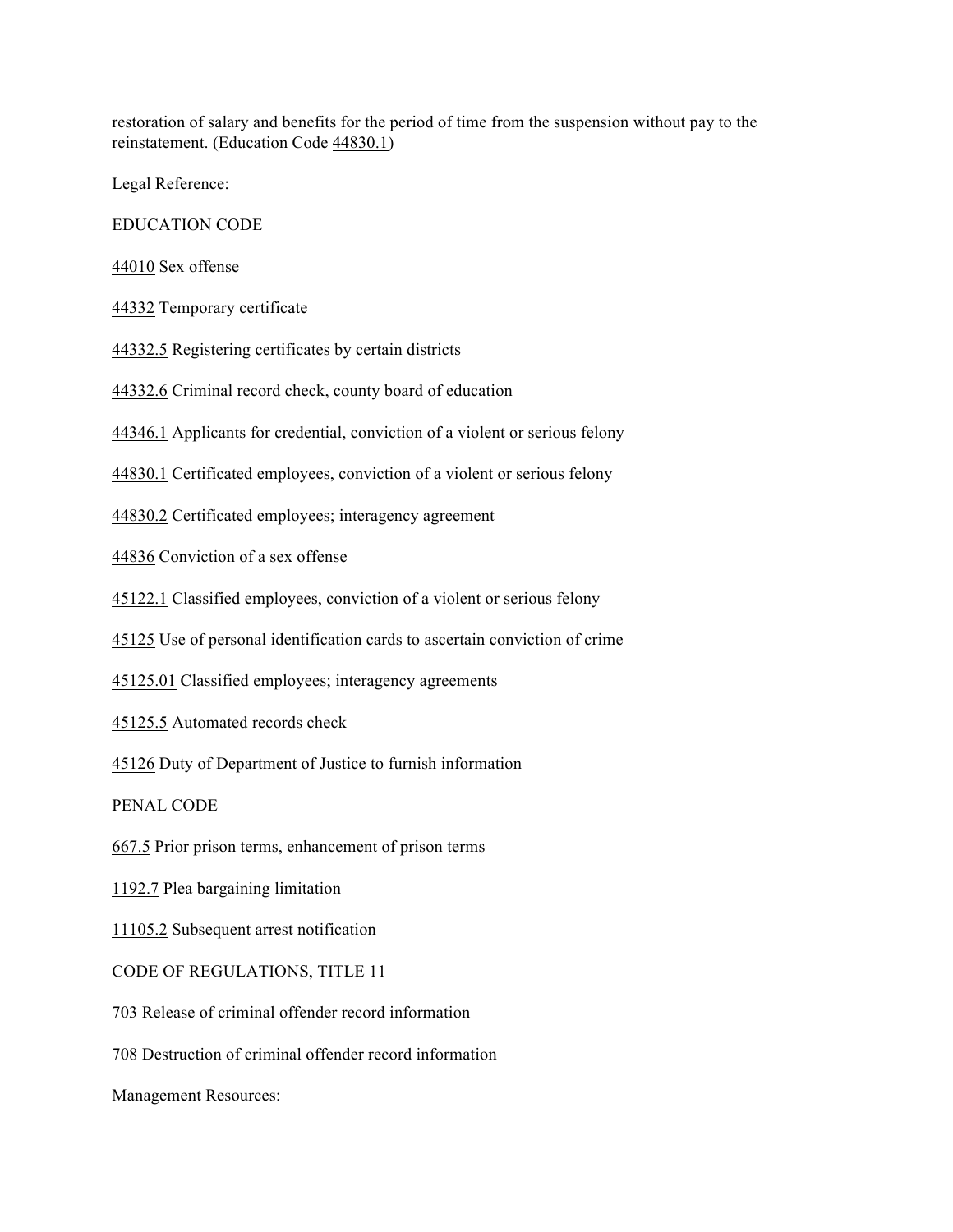restoration of salary and benefits for the period of time from the suspension without pay to the reinstatement. (Education Code 44830.1)

Legal Reference:

EDUCATION CODE

44010 Sex offense

44332 Temporary certificate

44332.5 Registering certificates by certain districts

44332.6 Criminal record check, county board of education

44346.1 Applicants for credential, conviction of a violent or serious felony

44830.1 Certificated employees, conviction of a violent or serious felony

44830.2 Certificated employees; interagency agreement

44836 Conviction of a sex offense

45122.1 Classified employees, conviction of a violent or serious felony

45125 Use of personal identification cards to ascertain conviction of crime

45125.01 Classified employees; interagency agreements

45125.5 Automated records check

45126 Duty of Department of Justice to furnish information

PENAL CODE

667.5 Prior prison terms, enhancement of prison terms

1192.7 Plea bargaining limitation

11105.2 Subsequent arrest notification

CODE OF REGULATIONS, TITLE 11

703 Release of criminal offender record information

708 Destruction of criminal offender record information

Management Resources: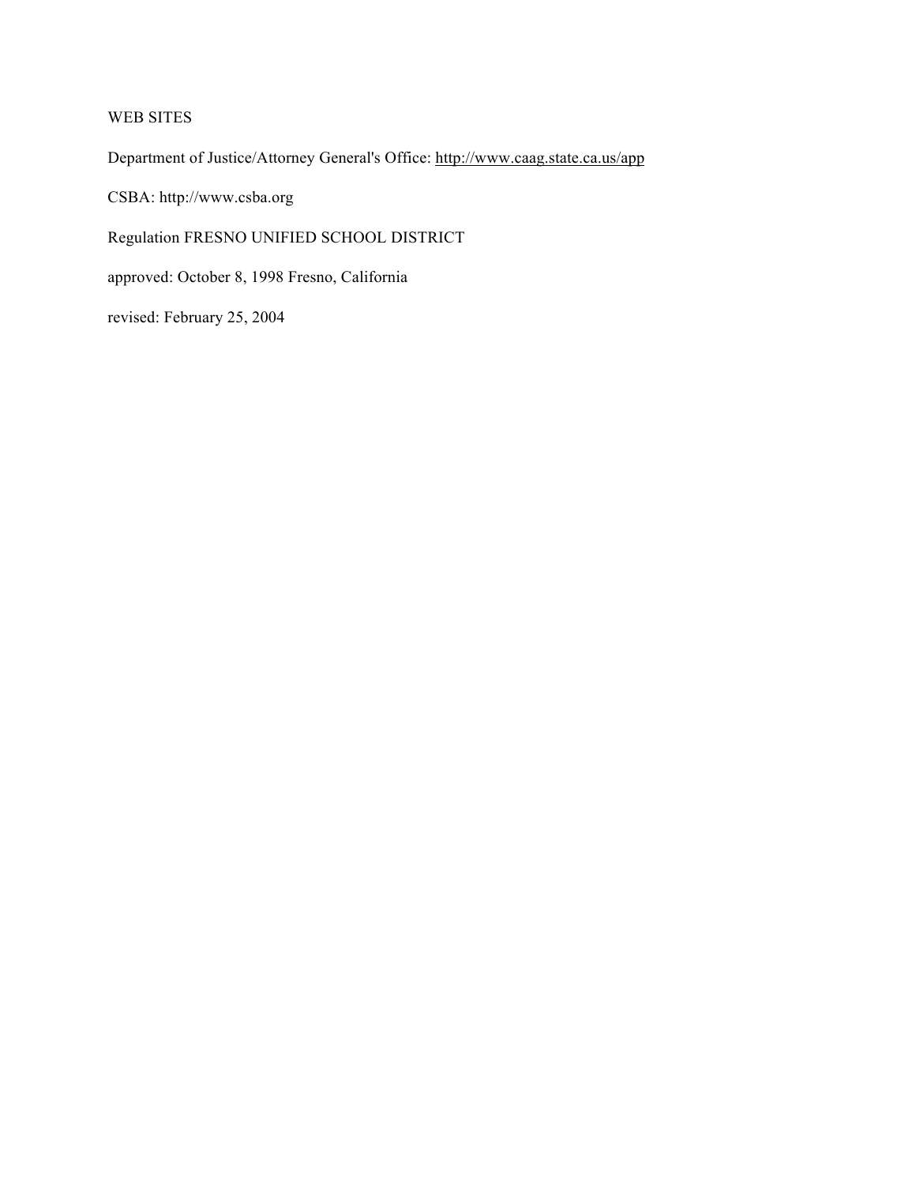WEB SITES

Department of Justice/Attorney General's Office: http://www.caag.state.ca.us/app

CSBA: http://www.csba.org

Regulation FRESNO UNIFIED SCHOOL DISTRICT

approved: October 8, 1998 Fresno, California

revised: February 25, 2004